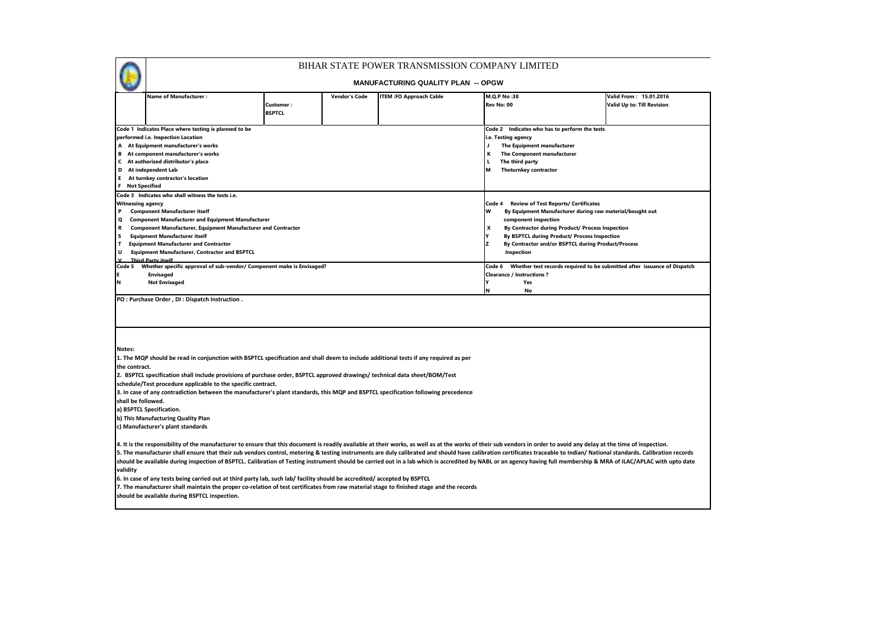# BIHAR STATE POWER TRANSMISSION COMPANY LIMITED

## MANUFACTURING QUALITY PLAN -- OPGW

| Name of Manufacturer : | Customer : BSPTCL | Vendor's Code | ITEM :FO Approach Cable | M.Q.P No :38<br>Rev No: 00 | Valid From : 15.01.2016<br>Valid Up to: Till Revision |
|---|---|---|---|---|---|

**Code 1 Indicates Place where testing is planned to be performed i.e. Inspection Location**

- A At Equipment manufacturer's works
- B At component manufacturer's works
- C At authorized distributor's place
- D At independent Lab
- E At turnkey contractor's location
- F Not Specified

**Code 2 Indicates who has to perform the tests i.e. Testing agency**

- J The Equipment manufacturer
- K The Component manufacturer
- L The third party
- M Theturnkey contractor

**Code 3 Indicates who shall witness the tests i.e. Witnessing agency**

- P Component Manufacturer itself
- Q Component Manufacturer and Equipment Manufacturer
- R Component Manufacturer, Equipment Manufacturer and Contractor
- S Equipment Manufacturer itself
- T Equipment Manufacturer and Contractor
- U Equipment Manufacturer, Contractor and BSPTCL
- V Third Party itself

**Code 4 Review of Test Reports/ Certificates**

- W By Equipment Manufacturer during raw material/bought out component inspection
- X By Contractor during Product/ Process Inspection
- Y By BSPTCL during Product/ Process Inspection
- Z By Contractor and/or BSPTCL during Product/Process Inspection

**Code 5 Whether specific approval of sub-vendor/ Component make is Envisaged?**

- E Envisaged
- N Not Envisaged

**Code 6 Whether test records required to be submitted after issuance of Dispatch Clearance / Instructions ?**

- Y Yes
- N No

**PO : Purchase Order , DI : Dispatch Instruction .**

**Notes:**

1. The MQP should be read in conjunction with BSPTCL specification and shall deem to include additional tests if any required as per the contract.
2. BSPTCL specification shall include provisions of purchase order, BSPTCL approved drawings/ technical data sheet/BOM/Test schedule/Test procedure applicable to the specific contract.
3. In case of any contradiction between the manufacturer's plant standards, this MQP and BSPTCL specification following precedence shall be followed.
   a) BSPTCL Specification.
   b) This Manufacturing Quality Plan
   c) Manufacturer's plant standards
4. It is the responsibility of the manufacturer to ensure that this document is readily available at their works, as well as at the works of their sub vendors in order to avoid any delay at the time of inspection.
5. The manufacturer shall ensure that their sub vendors control, metering & testing instruments are duly calibrated and should have calibration certificates traceable to Indian/ National standards. Calibration records should be available during inspection of BSPTCL. Calibration of Testing instrument should be carried out in a lab which is accredited by NABL or an agency having full membership & MRA of ILAC/APLAC with upto date validity
6. In case of any tests being carried out at third party lab, such lab/ facility should be accredited/ accepted by BSPTCL
7. The manufacturer shall maintain the proper co-relation of test certificates from raw material stage to finished stage and the records should be available during BSPTCL inspection.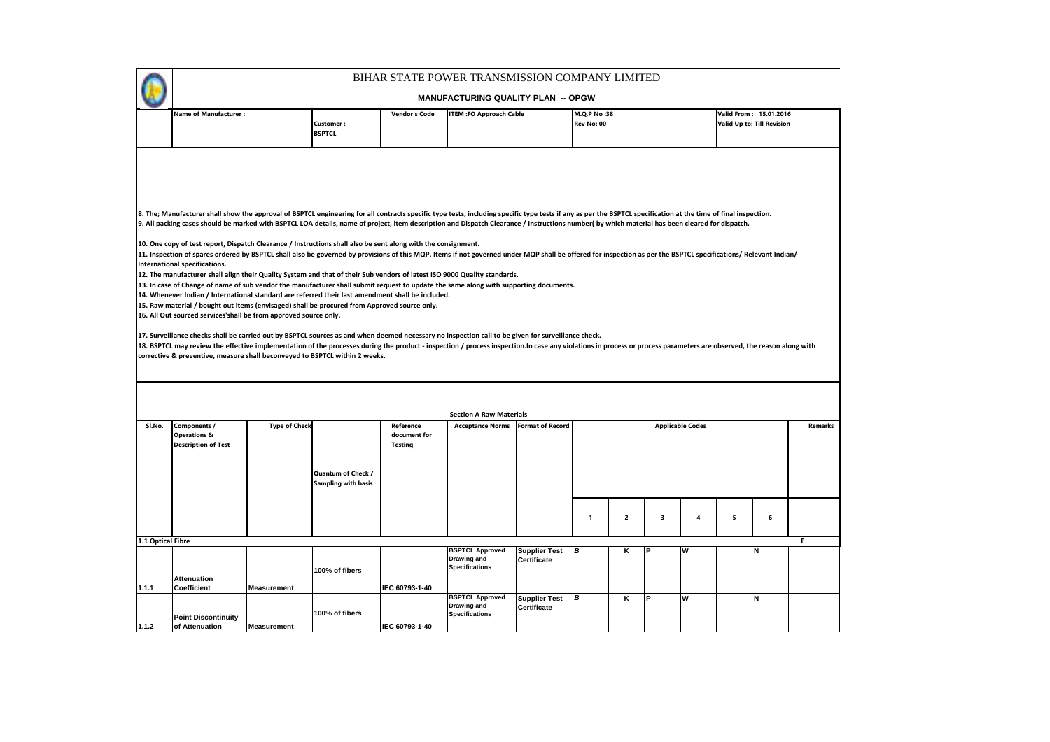# BIHAR STATE POWER TRANSMISSION COMPANY LIMITED

## MANUFACTURING QUALITY PLAN -- OPGW

| Name of Manufacturer : | Customer : BSPTCL | Vendor's Code | ITEM :FO Approach Cable | M.Q.P No :38 Rev No: 00 | Valid From : 15.01.2016 Valid Up to: Till Revision |
|---|---|---|---|---|---|

8. The; Manufacturer shall show the approval of BSPTCL engineering for all contracts specific type tests, including specific type tests if any as per the BSPTCL specification at the time of final inspection.
9. All packing cases should be marked with BSPTCL LOA details, name of project, item description and Dispatch Clearance / Instructions number( by which material has been cleared for dispatch.

10. One copy of test report, Dispatch Clearance / Instructions shall also be sent along with the consignment.
11. Inspection of spares ordered by BSPTCL shall also be governed by provisions of this MQP. Items if not governed under MQP shall be offered for inspection as per the BSPTCL specifications/ Relevant Indian/ International specifications.
12. The manufacturer shall align their Quality System and that of their Sub vendors of latest ISO 9000 Quality standards.
13. In case of Change of name of sub vendor the manufacturer shall submit request to update the same along with supporting documents.
14. Whenever Indian / International standard are referred their last amendment shall be included.
15. Raw material / bought out items (envisaged) shall be procured from Approved source only.
16. All Out sourced services'shall be from approved source only.

17. Surveillance checks shall be carried out by BSPTCL sources as and when deemed necessary no inspection call to be given for surveillance check.
18. BSPTCL may review the effective implementation of the processes during the product - inspection / process inspection.In case any violations in process or process parameters are observed, the reason along with corrective & preventive, measure shall beconveyed to BSPTCL within 2 weeks.

### Section A Raw Materials

| Sl.No. | Components / Operations & Description of Test | Type of Check | Quantum of Check / Sampling with basis | Reference document for Testing | Acceptance Norms | Format of Record | Applicable Codes | | | | | | Remarks |
|---|---|---|---|---|---|---|---|---|---|---|---|---|---|
| | | | | | | | 1 | 2 | 3 | 4 | 5 | 6 | |
| 1.1 Optical Fibre | | | | | | | | | | | | | E |
| 1.1.1 | Attenuation Coefficient | Measurement | 100% of fibers | IEC 60793-1-40 | BSPTCL Approved Drawing and Specifications | Supplier Test Certificate | B | K | P | W | | N | |
| 1.1.2 | Point Discontinuity of Attenuation | Measurement | 100% of fibers | IEC 60793-1-40 | BSPTCL Approved Drawing and Specifications | Supplier Test Certificate | B | K | P | W | | N | |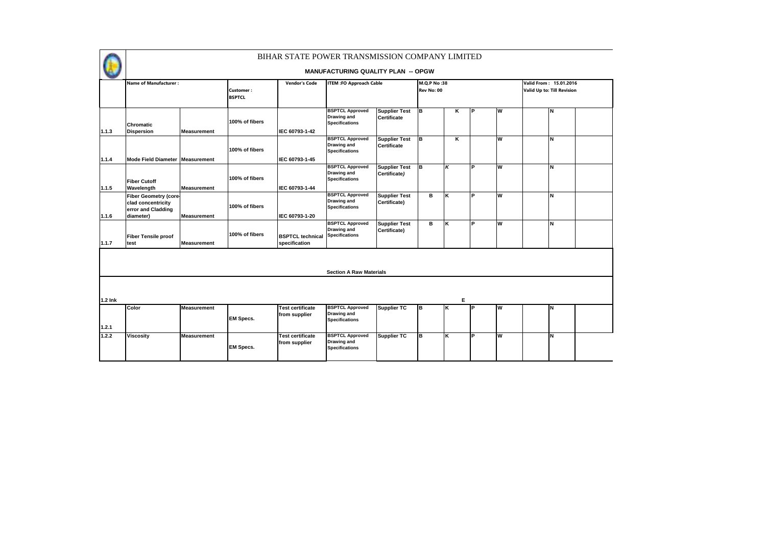# BIHAR STATE POWER TRANSMISSION COMPANY LIMITED

## MANUFACTURING QUALITY PLAN -- OPGW

| | Name of Manufacturer : | | Customer : BSPTCL | Vendor's Code | ITEM :FO Approach Cable | | M.Q.P No :38 Rev No: 00 | | | | Valid From : 15.01.2016 Valid Up to: Till Revision | | |
|---|---|---|---|---|---|---|---|---|---|---|---|---|---|
| 1.1.3 | Chromatic Dispersion | Measurement | 100% of fibers | IEC 60793-1-42 | BSPTCL Approved Drawing and Specifications | Supplier Test Certificate | B | K | P | W | | N | |
| 1.1.4 | Mode Field Diameter | Measurement | 100% of fibers | IEC 60793-1-45 | BSPTCL Approved Drawing and Specifications | Supplier Test Certificate | B | K | | W | | N | |
| 1.1.5 | Fiber Cutoff Wavelength | Measurement | 100% of fibers | IEC 60793-1-44 | BSPTCL Approved Drawing and Specifications | Supplier Test Certificate) | B | K | P | W | | N | |
| 1.1.6 | Fiber Geometry (core-clad concentricity error and Cladding diameter) | Measurement | 100% of fibers | IEC 60793-1-20 | BSPTCL Approved Drawing and Specifications | Supplier Test Certificate) | B | K | P | W | | N | |
| 1.1.7 | Fiber Tensile proof test | Measurement | 100% of fibers | BSPTCL technical specification | BSPTCL Approved Drawing and Specifications | Supplier Test Certificate) | B | K | P | W | | N | |
| | | | | | Section A Raw Materials | | | | | | | | |
| 1.2 Ink | | | | | | | | E | | | | | |
| 1.2.1 | Color | Measurement | EM Specs. | Test certificate from supplier | BSPTCL Approved Drawing and Specifications | Supplier TC | B | K | P | W | | N | |
| 1.2.2 | Viscosity | Measurement | EM Specs. | Test certificate from supplier | BSPTCL Approved Drawing and Specifications | Supplier TC | B | K | P | W | | N | |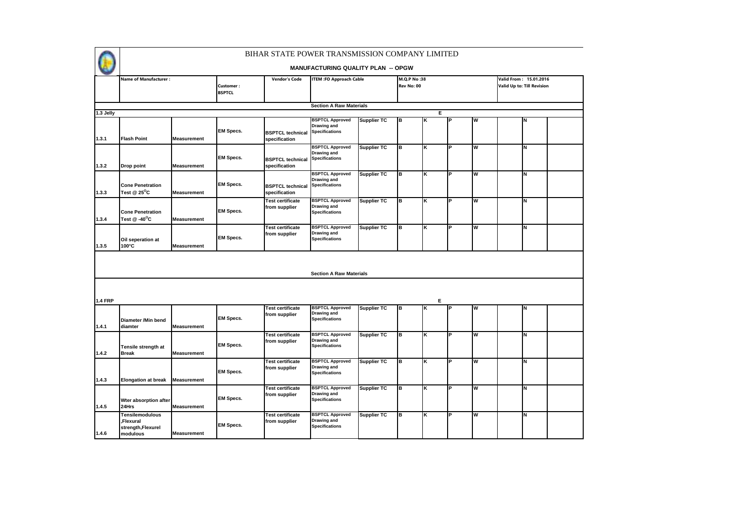# BIHAR STATE POWER TRANSMISSION COMPANY LIMITED

## MANUFACTURING QUALITY PLAN -- OPGW

| Name of Manufacturer : | | Customer : BSPTCL | Vendor's Code | ITEM :FO Approach Cable | | M.Q.P No :38 Rev No: 00 | | | | Valid From : 15.01.2016 Valid Up to: Till Revision | | |
|---|---|---|---|---|---|---|---|---|---|---|---|---|
| | | | | **Section A Raw Materials** | | | | | | | | |
| **1.3 Jelly** | | | | | | | E | | | | | |
| 1.3.1 | Flash Point | Measurement | EM Specs. | BSPTCL technical specification | BSPTCL Approved Drawing and Specifications | Supplier TC | B | K | P | W | N | |
| 1.3.2 | Drop point | Measurement | EM Specs. | BSPTCL technical specification | BSPTCL Approved Drawing and Specifications | Supplier TC | B | K | P | W | N | |
| 1.3.3 | Cone Penetration Test @ 25$^{O}$C | Measurement | EM Specs. | BSPTCL technical specification | BSPTCL Approved Drawing and Specifications | Supplier TC | B | K | P | W | N | |
| 1.3.4 | Cone Penetration Test @ -40$^{O}$C | Measurement | EM Specs. | Test certificate from supplier | BSPTCL Approved Drawing and Specifications | Supplier TC | B | K | P | W | N | |
| 1.3.5 | Oil seperation at 100°C | Measurement | EM Specs. | Test certificate from supplier | BSPTCL Approved Drawing and Specifications | Supplier TC | B | K | P | W | N | |
| | | | | **Section A Raw Materials** | | | | | | | | |
| **1.4 FRP** | | | | | | | E | | | | | |
| 1.4.1 | Diameter /Min bend diamter | Measurement | EM Specs. | Test certificate from supplier | BSPTCL Approved Drawing and Specifications | Supplier TC | B | K | P | W | N | |
| 1.4.2 | Tensile strength at Break | Measurement | EM Specs. | Test certificate from supplier | BSPTCL Approved Drawing and Specifications | Supplier TC | B | K | P | W | N | |
| 1.4.3 | Elongation at break | Measurement | EM Specs. | Test certificate from supplier | BSPTCL Approved Drawing and Specifications | Supplier TC | B | K | P | W | N | |
| 1.4.5 | Wter absorption after 24Hrs | Measurement | EM Specs. | Test certificate from supplier | BSPTCL Approved Drawing and Specifications | Supplier TC | B | K | P | W | N | |
| 1.4.6 | Tensilemodulous ,Flexural strength,Flexurel modulous | Measurement | EM Specs. | Test certificate from supplier | BSPTCL Approved Drawing and Specifications | Supplier TC | B | K | P | W | N | |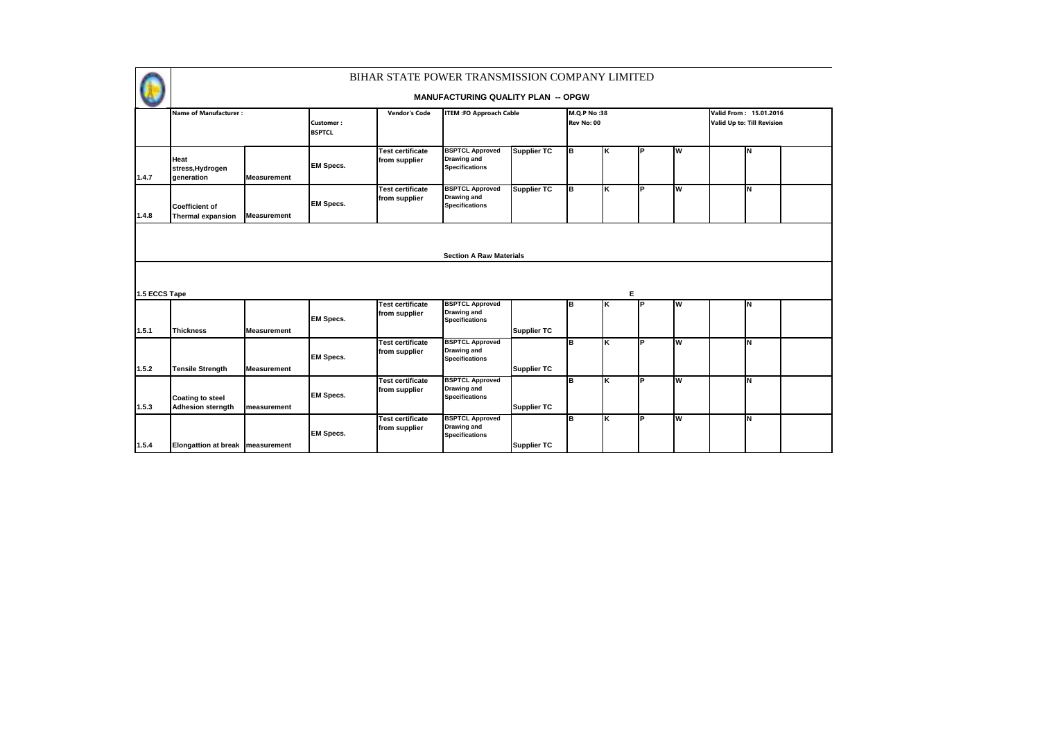# BIHAR STATE POWER TRANSMISSION COMPANY LIMITED

**MANUFACTURING QUALITY PLAN -- OPGW**

| | Name of Manufacturer : | | Customer : BSPTCL | Vendor's Code | ITEM :FO Approach Cable | | M.Q.P No :38 Rev No: 00 | | | | Valid From : 15.01.2016 Valid Up to: Till Revision | | |
|---|---|---|---|---|---|---|---|---|---|---|---|---|---|
| 1.4.7 | Heat stress,Hydrogen generation | Measurement | EM Specs. | Test certificate from supplier | BSPTCL Approved Drawing and Specifications | Supplier TC | B | K | P | W | | N | |
| 1.4.8 | Coefficient of Thermal expansion | Measurement | EM Specs. | Test certificate from supplier | BSPTCL Approved Drawing and Specifications | Supplier TC | B | K | P | W | | N | |
| | | | | | Section A Raw Materials | | | | | | | | |
| 1.5 ECCS Tape | | | | | | | | | E | | | | |
| 1.5.1 | Thickness | Measurement | EM Specs. | Test certificate from supplier | BSPTCL Approved Drawing and Specifications | Supplier TC | B | K | P | W | | N | |
| 1.5.2 | Tensile Strength | Measurement | EM Specs. | Test certificate from supplier | BSPTCL Approved Drawing and Specifications | Supplier TC | B | K | P | W | | N | |
| 1.5.3 | Coating to steel Adhesion sterngth | measurement | EM Specs. | Test certificate from supplier | BSPTCL Approved Drawing and Specifications | Supplier TC | B | K | P | W | | N | |
| 1.5.4 | Elongattion at break | measurement | EM Specs. | Test certificate from supplier | BSPTCL Approved Drawing and Specifications | Supplier TC | B | K | P | W | | N | |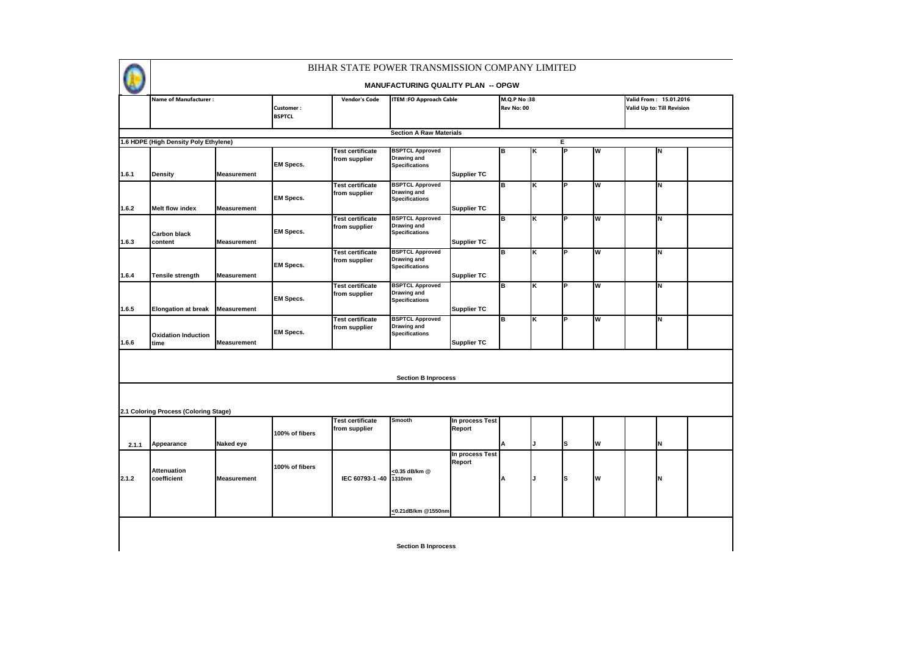# BIHAR STATE POWER TRANSMISSION COMPANY LIMITED

## MANUFACTURING QUALITY PLAN -- OPGW

| Name of Manufacturer : | Customer : BSPTCL | Vendor's Code | ITEM :FO Approach Cable | M.Q.P No :38 Rev No: 00 | Valid From : 15.01.2016 Valid Up to: Till Revision |
|---|---|---|---|---|---|

**Section A Raw Materials**

| | | | | | | | | | | E | | | | |
|---|---|---|---|---|---|---|---|---|---|---|---|---|---|---|
| **1.6 HDPE (High Density Poly Ethylene)** | | | | | | | | | | | | | | |
| 1.6.1 | Density | Measurement | EM Specs. | Test certificate from supplier | BSPTCL Approved Drawing and Specifications | Supplier TC | B | K | P | W | | N | |
| 1.6.2 | Melt flow index | Measurement | EM Specs. | Test certificate from supplier | BSPTCL Approved Drawing and Specifications | Supplier TC | B | K | P | W | | N | |
| 1.6.3 | Carbon black content | Measurement | EM Specs. | Test certificate from supplier | BSPTCL Approved Drawing and Specifications | Supplier TC | B | K | P | W | | N | |
| 1.6.4 | Tensile strength | Measurement | EM Specs. | Test certificate from supplier | BSPTCL Approved Drawing and Specifications | Supplier TC | B | K | P | W | | N | |
| 1.6.5 | Elongation at break | Measurement | EM Specs. | Test certificate from supplier | BSPTCL Approved Drawing and Specifications | Supplier TC | B | K | P | W | | N | |
| 1.6.6 | Oxidation Induction time | Measurement | EM Specs. | Test certificate from supplier | BSPTCL Approved Drawing and Specifications | Supplier TC | B | K | P | W | | N | |

**Section B Inprocess**

| | | | | | | | | | | | | | |
|---|---|---|---|---|---|---|---|---|---|---|---|---|---|
| **2.1 Coloring Process (Coloring Stage)** | | | | | | | | | | | | | |
| 2.1.1 | Appearance | Naked eye | 100% of fibers | Test certificate from supplier | Smooth | In process Test Report | A | J | S | W | | N | |
| 2.1.2 | Attenuation coefficient | Measurement | 100% of fibers | IEC 60793-1 -40 | ≤0.35 dB/km @ 1310nm<br>≤0.21dB/km @1550nm | In process Test Report | A | J | S | W | | N | |

**Section B Inprocess**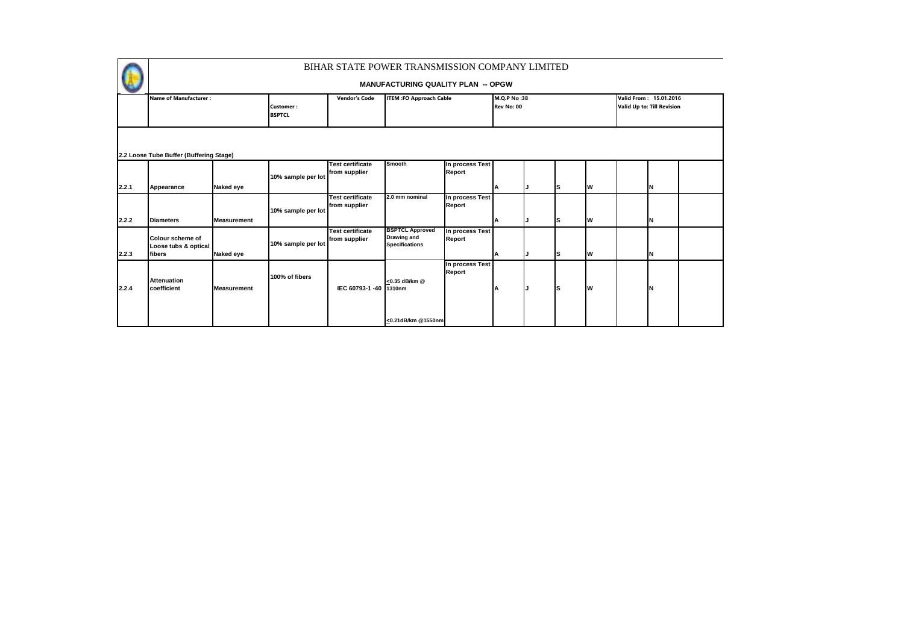# BIHAR STATE POWER TRANSMISSION COMPANY LIMITED

**MANUFACTURING QUALITY PLAN -- OPGW**

| | Name of Manufacturer : | | Customer : BSPTCL | Vendor's Code | ITEM :FO Approach Cable | | M.Q.P No :38 Rev No: 00 | | | | Valid From : 15.01.2016 Valid Up to: Till Revision | | |
|---|---|---|---|---|---|---|---|---|---|---|---|---|---|
| **2.2 Loose Tube Buffer (Buffering Stage)** | | | | | | | | | | | | | |
| 2.2.1 | Appearance | Naked eye | 10% sample per lot | Test certificate from supplier | Smooth | In process Test Report | A | J | S | W | | N | |
| 2.2.2 | Diameters | Measurement | 10% sample per lot | Test certificate from supplier | 2.0 mm nominal | In process Test Report | A | J | S | W | | N | |
| 2.2.3 | Colour scheme of Loose tubs & optical fibers | Naked eye | 10% sample per lot | Test certificate from supplier | BSPTCL Approved Drawing and Specifications | In process Test Report | A | J | S | W | | N | |
| 2.2.4 | Attenuation coefficient | Measurement | 100% of fibers | IEC 60793-1 -40 | ≤0.35 dB/km @ 1310nm<br>≤0.21dB/km @1550nm | In process Test Report | A | J | S | W | | N | |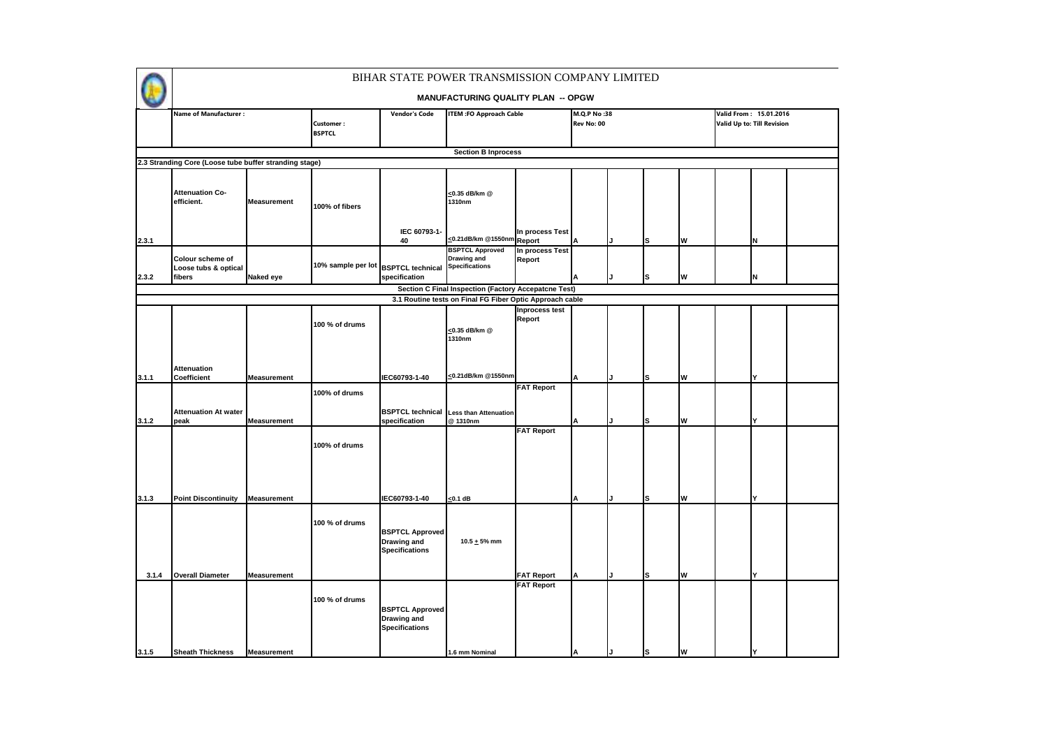# BIHAR STATE POWER TRANSMISSION COMPANY LIMITED

**MANUFACTURING QUALITY PLAN -- OPGW**

| | Name of Manufacturer : | | Customer : BSPTCL | Vendor's Code | ITEM :FO Approach Cable | | M.Q.P No :38 Rev No: 00 | | | | Valid From : 15.01.2016 Valid Up to: Till Revision | | |
|---|---|---|---|---|---|---|---|---|---|---|---|---|---|
| **Section B Inprocess** | | | | | | | | | | | | | |
| **2.3 Stranding Core (Loose tube buffer stranding stage)** | | | | | | | | | | | | | |
| 2.3.1 | Attenuation Co-efficient. | Measurement | 100% of fibers | IEC 60793-1-40 | ≤0.35 dB/km @ 1310nm ≤0.21dB/km @1550nm | In process Test Report | A | J | S | W | | N | |
| 2.3.2 | Colour scheme of Loose tubs & optical fibers | Naked eye | 10% sample per lot | BSPTCL technical specification | BSPTCL Approved Drawing and Specifications | In process Test Report | A | J | S | W | | N | |
| **Section C Final Inspection (Factory Accepatcne Test)** | | | | | | | | | | | | | |
| **3.1 Routine tests on Final FG Fiber Optic Approach cable** | | | | | | | | | | | | | |
| 3.1.1 | Attenuation Coefficient | Measurement | 100 % of drums | IEC60793-1-40 | ≤0.35 dB/km @ 1310nm ≤0.21dB/km @1550nm | Inprocess test Report | A | J | S | W | | Y | |
| 3.1.2 | Attenuation At water peak | Measurement | 100% of drums | BSPTCL technical specification | Less than Attenuation @ 1310nm | FAT Report | A | J | S | W | | Y | |
| 3.1.3 | Point Discontinuity | Measurement | 100% of drums | IEC60793-1-40 | ≤0.1 dB | FAT Report | A | J | S | W | | Y | |
| 3.1.4 | Overall Diameter | Measurement | 100 % of drums | BSPTCL Approved Drawing and Specifications | 10.5 ± 5% mm | FAT Report | A | J | S | W | | Y | |
| 3.1.5 | Sheath Thickness | Measurement | 100 % of drums | BSPTCL Approved Drawing and Specifications | 1.6 mm Nominal | FAT Report | A | J | S | W | | Y | |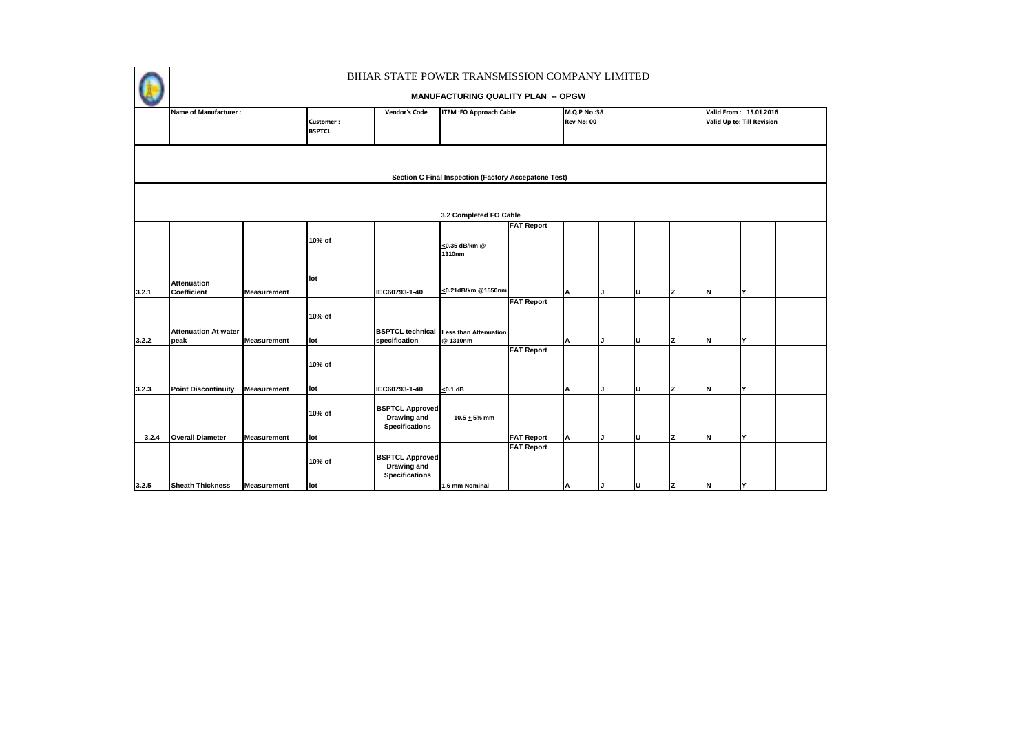# BIHAR STATE POWER TRANSMISSION COMPANY LIMITED

## MANUFACTURING QUALITY PLAN -- OPGW

| Name of Manufacturer : | Customer : BSPTCL | Vendor's Code | ITEM :FO Approach Cable | M.Q.P No :38 Rev No: 00 | Valid From : 15.01.2016 Valid Up to: Till Revision |
|---|---|---|---|---|---|

**Section C Final Inspection (Factory Accepatcne Test)**

**3.2 Completed FO Cable**

| | | | | | | | | | | | | | |
|---|---|---|---|---|---|---|---|---|---|---|---|---|---|
| 3.2.1 | Attenuation Coefficient | Measurement | 10% of lot | IEC60793-1-40 | ≤0.35 dB/km @ 1310nm ≤0.21dB/km @1550nm | FAT Report | A | J | U | Z | N | Y | |
| 3.2.2 | Attenuation At water peak | Measurement | 10% of lot | BSPTCL technical specification | Less than Attenuation @ 1310nm | FAT Report | A | J | U | Z | N | Y | |
| 3.2.3 | Point Discontinuity | Measurement | 10% of lot | IEC60793-1-40 | ≤0.1 dB | FAT Report | A | J | U | Z | N | Y | |
| 3.2.4 | Overall Diameter | Measurement | 10% of lot | BSPTCL Approved Drawing and Specifications | 10.5 ± 5% mm | FAT Report | A | J | U | Z | N | Y | |
| 3.2.5 | Sheath Thickness | Measurement | 10% of lot | BSPTCL Approved Drawing and Specifications | 1.6 mm Nominal | FAT Report | A | J | U | Z | N | Y | |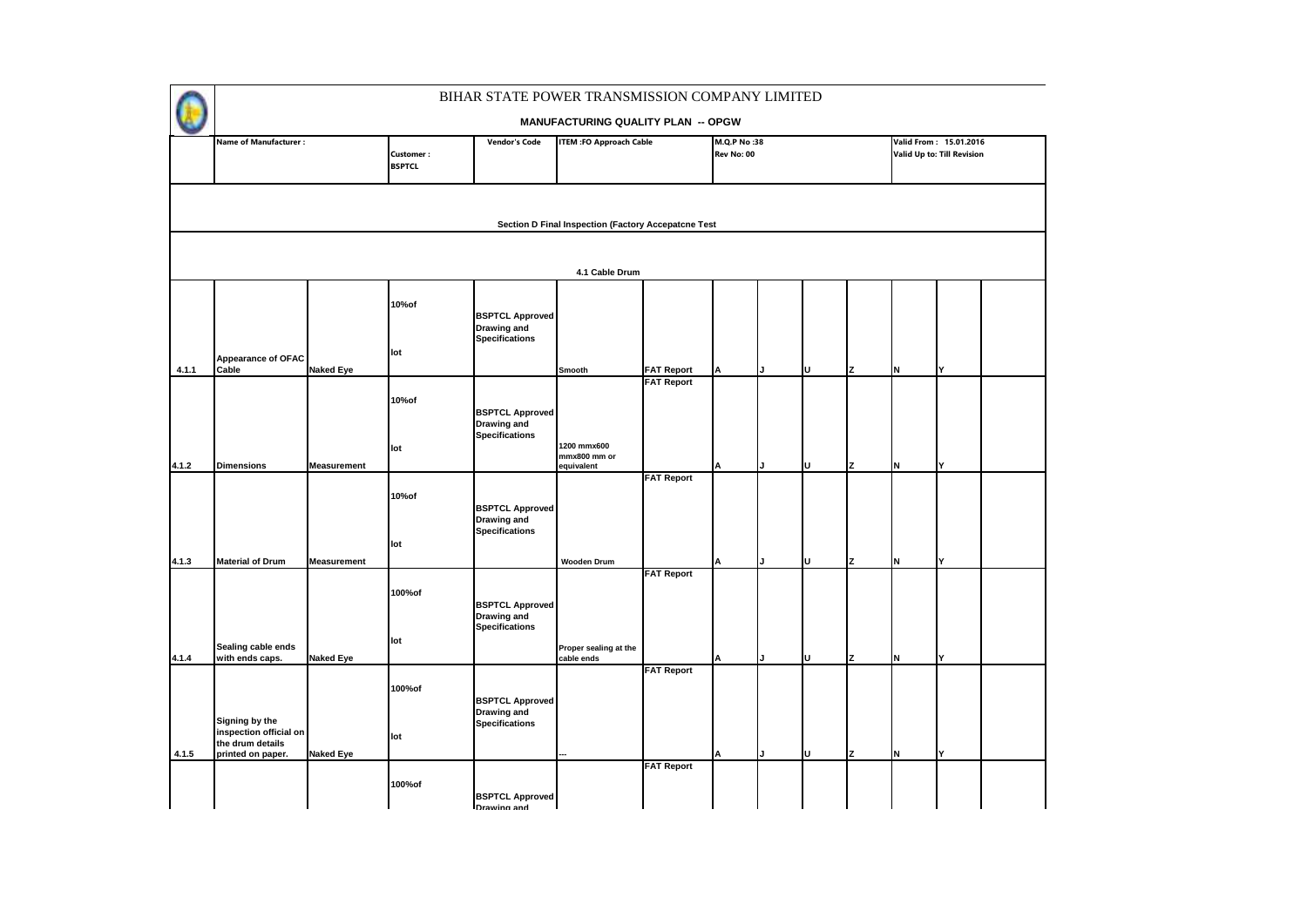# BIHAR STATE POWER TRANSMISSION COMPANY LIMITED

**MANUFACTURING QUALITY PLAN -- OPGW**

| Name of Manufacturer : | Customer : BSPTCL | Vendor's Code | ITEM :FO Approach Cable | M.Q.P No :38 Rev No: 00 | Valid From : 15.01.2016 Valid Up to: Till Revision |
|---|---|---|---|---|---|

**Section D Final Inspection (Factory Accepatcne Test**

**4.1 Cable Drum**

| | | | | | | | | | | | | | |
|---|---|---|---|---|---|---|---|---|---|---|---|---|---|
| 4.1.1 | Appearance of OFAC Cable | Naked Eye | 10%of lot | BSPTCL Approved Drawing and Specifications | Smooth | FAT Report | A | J | U | Z | N | Y | |
| 4.1.2 | Dimensions | Measurement | 10%of lot | BSPTCL Approved Drawing and Specifications | 1200 mmx600 mmx800 mm or equivalent | FAT Report | A | J | U | Z | N | Y | |
| 4.1.3 | Material of Drum | Measurement | 10%of lot | BSPTCL Approved Drawing and Specifications | Wooden Drum | FAT Report | A | J | U | Z | N | Y | |
| 4.1.4 | Sealing cable ends with ends caps. | Naked Eye | 100%of lot | BSPTCL Approved Drawing and Specifications | Proper sealing at the cable ends | FAT Report | A | J | U | Z | N | Y | |
| 4.1.5 | Signing by the inspection official on the drum details printed on paper. | Naked Eye | 100%of lot | BSPTCL Approved Drawing and Specifications | --- | FAT Report | A | J | U | Z | N | Y | |
| | | | 100%of | BSPTCL Approved Drawing and | | FAT Report | | | | | | | |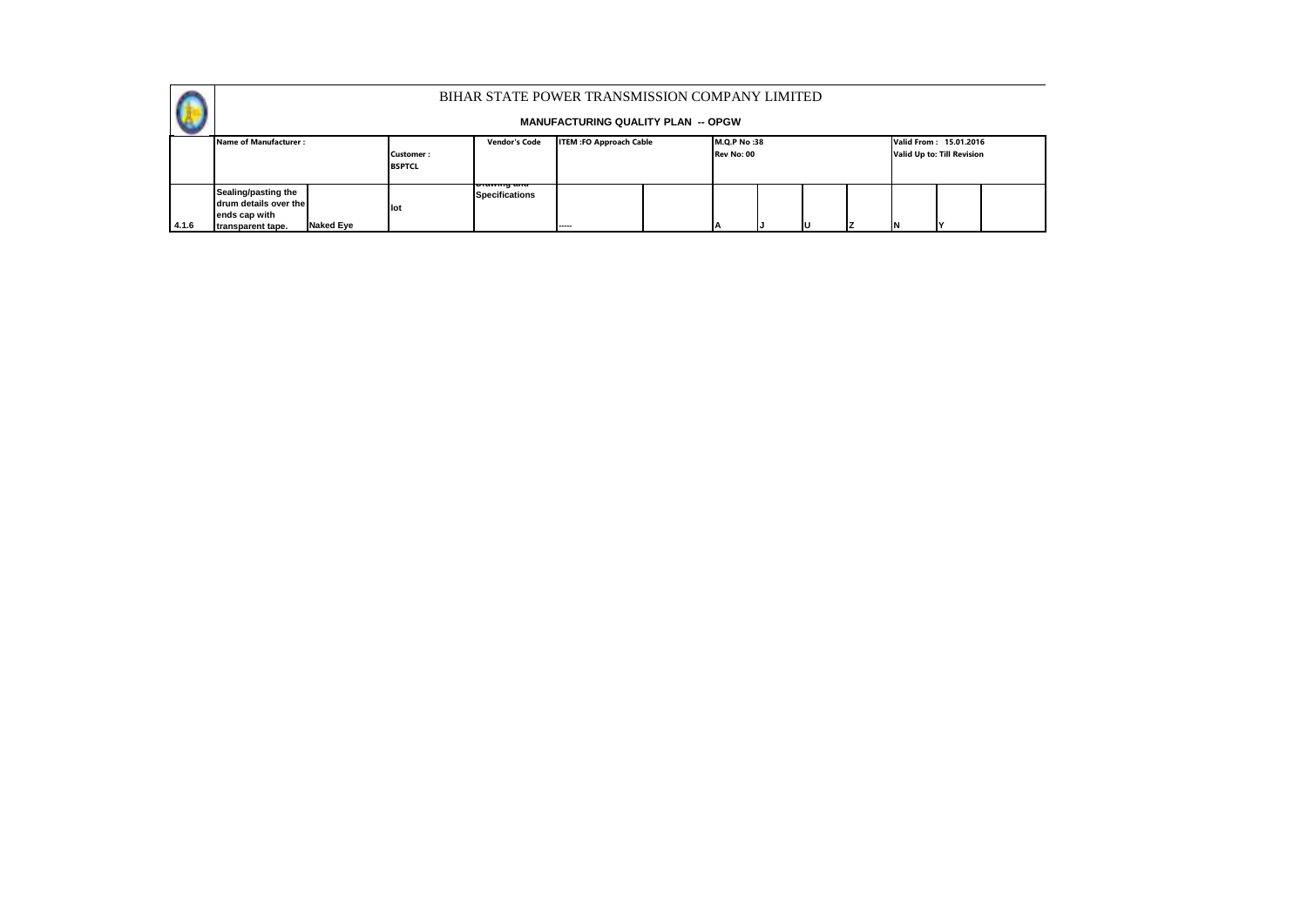# BIHAR STATE POWER TRANSMISSION COMPANY LIMITED

**MANUFACTURING QUALITY PLAN -- OPGW**

| | Name of Manufacturer : | | Customer : BSPTCL | Vendor's Code | ITEM :FO Approach Cable | | M.Q.P No :38 Rev No: 00 | | | | Valid From : 15.01.2016 Valid Up to: Till Revision | | |
|---|---|---|---|---|---|---|---|---|---|---|---|---|---|
| 4.1.6 | Sealing/pasting the drum details over the ends cap with transparent tape. | Naked Eye | lot | Drawing and Specifications | ----- | | A | J | U | Z | N | Y | |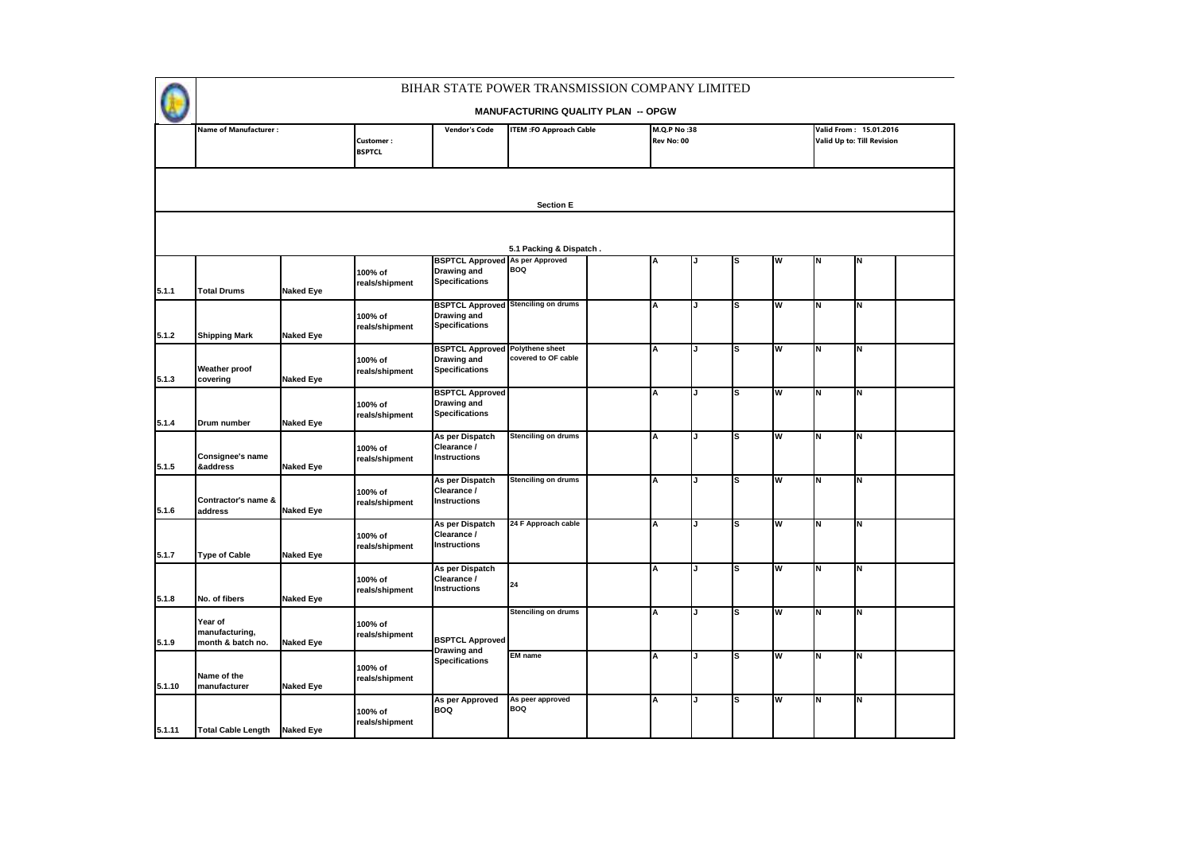# BIHAR STATE POWER TRANSMISSION COMPANY LIMITED

**MANUFACTURING QUALITY PLAN -- OPGW**

| | | | | | | | | | | | | | |
|---|---|---|---|---|---|---|---|---|---|---|---|---|---|
| | **Name of Manufacturer :** | | **Customer : BSPTCL** | **Vendor's Code** | **ITEM :FO Approach Cable** | | **M.Q.P No :38 Rev No: 00** | | | | **Valid From : 15.01.2016 Valid Up to: Till Revision** | | |
| | | | | | **Section E** | | | | | | | | |
| | | | | | **5.1 Packing & Dispatch .** | | | | | | | | |
| 5.1.1 | Total Drums | Naked Eye | 100% of reals/shipment | BSPTCL Approved Drawing and Specifications | As per Approved BOQ | | A | J | S | W | N | N | |
| 5.1.2 | Shipping Mark | Naked Eye | 100% of reals/shipment | BSPTCL Approved Drawing and Specifications | Stenciling on drums | | A | J | S | W | N | N | |
| 5.1.3 | Weather proof covering | Naked Eye | 100% of reals/shipment | BSPTCL Approved Drawing and Specifications | Polythene sheet covered to OF cable | | A | J | S | W | N | N | |
| 5.1.4 | Drum number | Naked Eye | 100% of reals/shipment | BSPTCL Approved Drawing and Specifications | | | A | J | S | W | N | N | |
| 5.1.5 | Consignee's name &address | Naked Eye | 100% of reals/shipment | As per Dispatch Clearance / Instructions | Stenciling on drums | | A | J | S | W | N | N | |
| 5.1.6 | Contractor's name & address | Naked Eye | 100% of reals/shipment | As per Dispatch Clearance / Instructions | Stenciling on drums | | A | J | S | W | N | N | |
| 5.1.7 | Type of Cable | Naked Eye | 100% of reals/shipment | As per Dispatch Clearance / Instructions | 24 F Approach cable | | A | J | S | W | N | N | |
| 5.1.8 | No. of fibers | Naked Eye | 100% of reals/shipment | As per Dispatch Clearance / Instructions | 24 | | A | J | S | W | N | N | |
| 5.1.9 | Year of manufacturing, month & batch no. | Naked Eye | 100% of reals/shipment | BSPTCL Approved Drawing and Specifications | Stenciling on drums | | A | J | S | W | N | N | |
| 5.1.10 | Name of the manufacturer | Naked Eye | 100% of reals/shipment | | EM name | | A | J | S | W | N | N | |
| 5.1.11 | Total Cable Length | Naked Eye | 100% of reals/shipment | As per Approved BOQ | As peer approved BOQ | | A | J | S | W | N | N | |